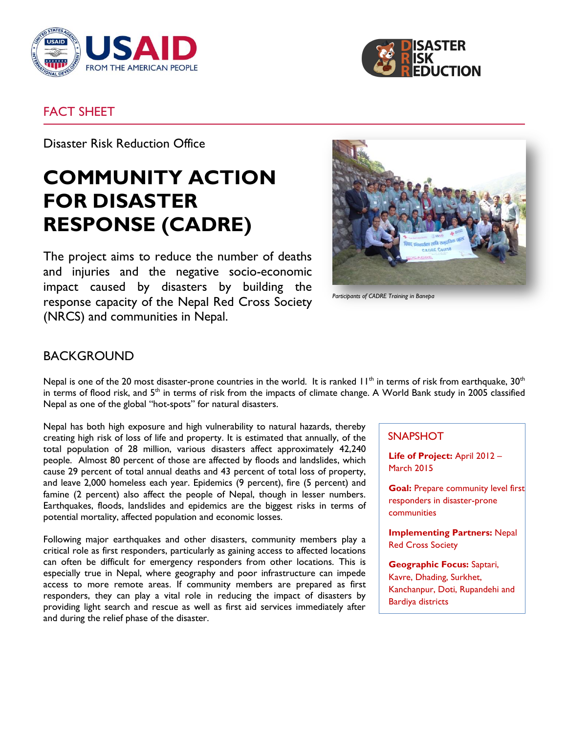FACT SHEET

Disaster Risk Reduction Office

# COMMUNITY ACTION FOR DISASTER RESPONSE (CADRE)

The project aims to reduce the number of deaths and injuries and the negative socio-economic impact caused by disasters by building the response capacity of the Nepal Red Cross Society (NRCS) and communities in Nepal.

*Participants of CADRE Training in Banepa*

## BACKGROUND

Nepal is one of the 20 most disaster-prone countries in the world. It is ranked 11th in terms of risk from earthquake, 30th in terms of flood risk, and 5th in terms of risk from the impacts of climate change. A World Bank study in 2005 classified Nepal as one of the global "hot-spots" for natural disasters.

Nepal has both high exposure and high vulnerability to natural hazards, thereby creating high risk of loss of life and property. It is estimated that annually, of the total population of 28 million, various disasters affect approximately 42,240 people. Almost 80 percent of those are affected by floods and landslides, which cause 29 percent of total annual deaths and 43 percent of total loss of property, and leave 2,000 homeless each year. Epidemics (9 percent), fire (5 percent) and famine (2 percent) also affect the people of Nepal, though in lesser numbers. Earthquakes, floods, landslides and epidemics are the biggest risks in terms of potential mortality, affected population and economic losses.

Following major earthquakes and other disasters, community members play a critical role as first responders, particularly as gaining access to affected locations can often be difficult for emergency responders from other locations. This is especially true in Nepal, where geography and poor infrastructure can impede access to more remote areas. If community members are prepared as first responders, they can play a vital role in reducing the impact of disasters by providing light search and rescue as well as first aid services immediately after and during the relief phase of the disaster.

### SNAPSHOT

**Life of Project:** April 2012 – March 2015

**Goal:** Prepare community level first responders in disaster-prone communities

**Implementing Partners:** Nepal Red Cross Society

**Geographic Focus:** Saptari, Kavre, Dhading, Surkhet, Kanchanpur, Doti, Rupandehi and Bardiya districts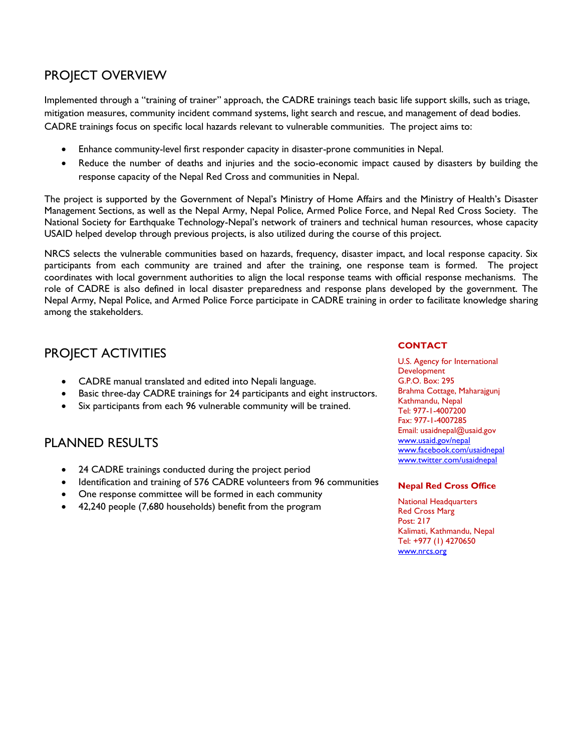## PROJECT OVERVIEW

Implemented through a "training of trainer" approach, the CADRE trainings teach basic life support skills, such as triage, mitigation measures, community incident command systems, light search and rescue, and management of dead bodies. CADRE trainings focus on specific local hazards relevant to vulnerable communities. The project aims to:

- Enhance community-level first responder capacity in disaster-prone communities in Nepal.
- Reduce the number of deaths and injuries and the socio-economic impact caused by disasters by building the response capacity of the Nepal Red Cross and communities in Nepal.

The project is supported by the Government of Nepal's Ministry of Home Affairs and the Ministry of Health's Disaster Management Sections, as well as the Nepal Army, Nepal Police, Armed Police Force, and Nepal Red Cross Society. The National Society for Earthquake Technology-Nepal's network of trainers and technical human resources, whose capacity USAID helped develop through previous projects, is also utilized during the course of this project.

NRCS selects the vulnerable communities based on hazards, frequency, disaster impact, and local response capacity. Six participants from each community are trained and after the training, one response team is formed. The project coordinates with local government authorities to align the local response teams with official response mechanisms. The role of CADRE is also defined in local disaster preparedness and response plans developed by the government. The Nepal Army, Nepal Police, and Armed Police Force participate in CADRE training in order to facilitate knowledge sharing among the stakeholders.

## PROJECT ACTIVITIES

- CADRE manual translated and edited into Nepali language.
- Basic three-day CADRE trainings for 24 participants and eight instructors.
- Six participants from each 96 vulnerable community will be trained.

## PLANNED RESULTS

- 24 CADRE trainings conducted during the project period
- Identification and training of 576 CADRE volunteers from 96 communities
- One response committee will be formed in each community
- 42,240 people (7,680 households) benefit from the program

**CONTACT**

U.S. Agency for International Development
G.P.O. Box: 295
Brahma Cottage, Maharajgunj
Kathmandu, Nepal
Tel: 977-1-4007200
Fax: 977-1-4007285
Email: usaidnepal@usaid.gov
www.usaid.gov/nepal
www.facebook.com/usaidnepal
www.twitter.com/usaidnepal

**Nepal Red Cross Office**

National Headquarters
Red Cross Marg
Post: 217
Kalimati, Kathmandu, Nepal
Tel: +977 (1) 4270650
www.nrcs.org